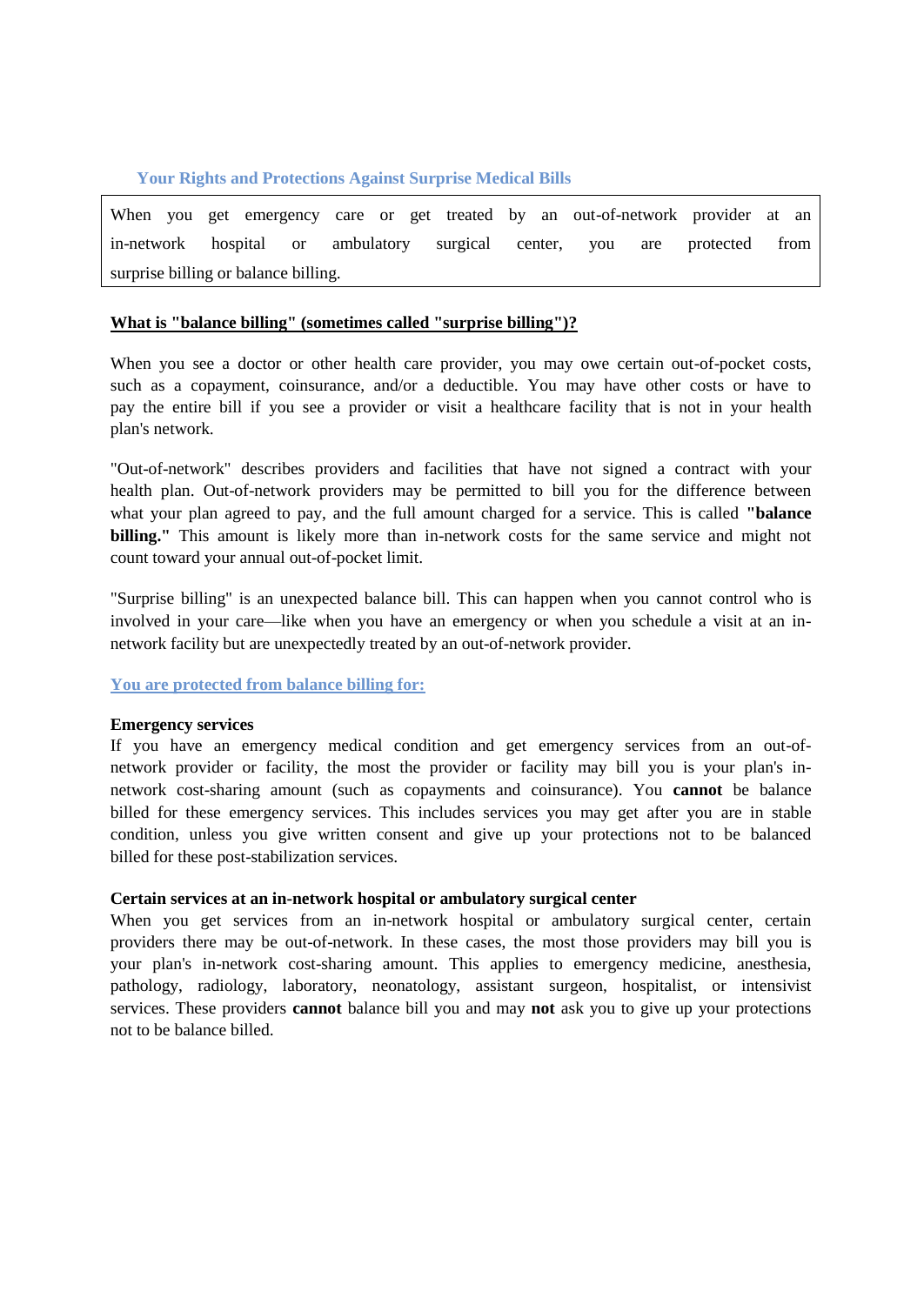# Your Rights and Protections Against Surprise Medical Bills

When you get emergency care or get treated by an out-of-network provider at an in-network hospital or ambulatory surgical center, you are protected from surprise billing or balance billing.

## What is "balance billing" (sometimes called "surprise billing")?

When you see a doctor or other health care provider, you may owe certain out-of-pocket costs, such as a copayment, coinsurance, and/or a deductible. You may have other costs or have to pay the entire bill if you see a provider or visit a healthcare facility that is not in your health plan's network.

"Out-of-network" describes providers and facilities that have not signed a contract with your health plan. Out-of-network providers may be permitted to bill you for the difference between what your plan agreed to pay, and the full amount charged for a service. This is called **"balance billing."** This amount is likely more than in-network costs for the same service and might not count toward your annual out-of-pocket limit.

"Surprise billing" is an unexpected balance bill. This can happen when you cannot control who is involved in your care—like when you have an emergency or when you schedule a visit at an in-network facility but are unexpectedly treated by an out-of-network provider.

## You are protected from balance billing for:

### Emergency services

If you have an emergency medical condition and get emergency services from an out-of-network provider or facility, the most the provider or facility may bill you is your plan's in-network cost-sharing amount (such as copayments and coinsurance). You **cannot** be balance billed for these emergency services. This includes services you may get after you are in stable condition, unless you give written consent and give up your protections not to be balanced billed for these post-stabilization services.

### Certain services at an in-network hospital or ambulatory surgical center

When you get services from an in-network hospital or ambulatory surgical center, certain providers there may be out-of-network. In these cases, the most those providers may bill you is your plan's in-network cost-sharing amount. This applies to emergency medicine, anesthesia, pathology, radiology, laboratory, neonatology, assistant surgeon, hospitalist, or intensivist services. These providers **cannot** balance bill you and may **not** ask you to give up your protections not to be balance billed.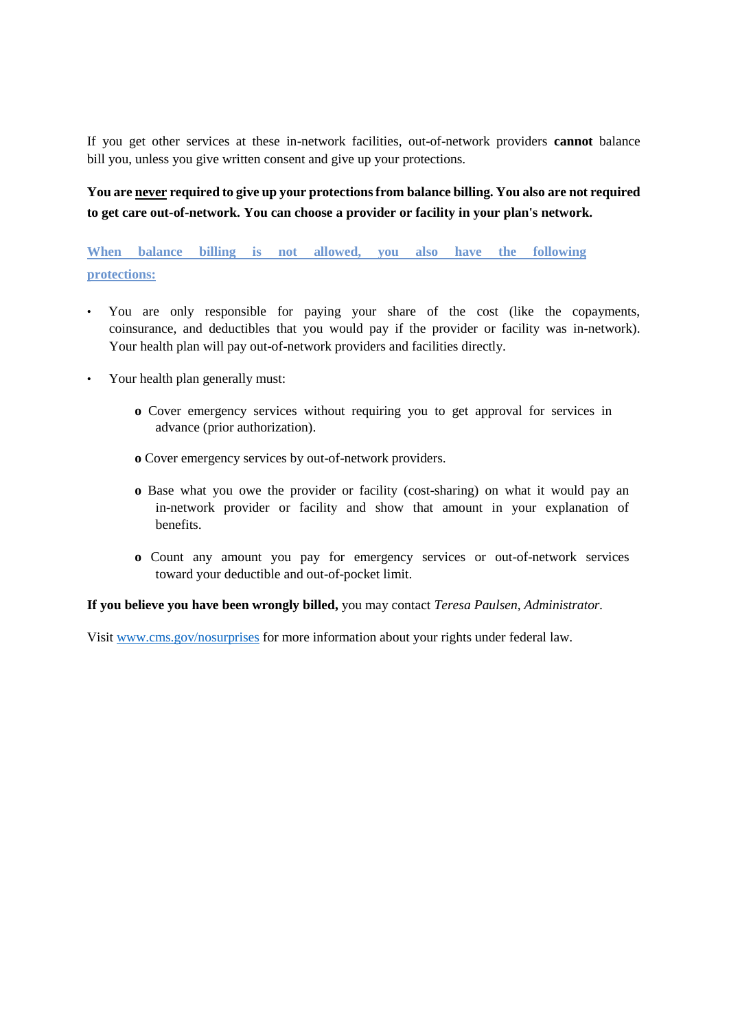If you get other services at these in-network facilities, out-of-network providers **cannot** balance bill you, unless you give written consent and give up your protections.

**You are <u>never</u> required to give up your protections from balance billing. You also are not required to get care out-of-network. You can choose a provider or facility in your plan's network.**

## When balance billing is not allowed, you also have the following protections:

- You are only responsible for paying your share of the cost (like the copayments, coinsurance, and deductibles that you would pay if the provider or facility was in-network). Your health plan will pay out-of-network providers and facilities directly.
- Your health plan generally must:
    - Cover emergency services without requiring you to get approval for services in advance (prior authorization).
    - Cover emergency services by out-of-network providers.
    - Base what you owe the provider or facility (cost-sharing) on what it would pay an in-network provider or facility and show that amount in your explanation of benefits.
    - Count any amount you pay for emergency services or out-of-network services toward your deductible and out-of-pocket limit.

**If you believe you have been wrongly billed,** you may contact *Teresa Paulsen, Administrator.*

Visit [www.cms.gov/nosurprises](http://www.cms.gov/nosurprises) for more information about your rights under federal law.